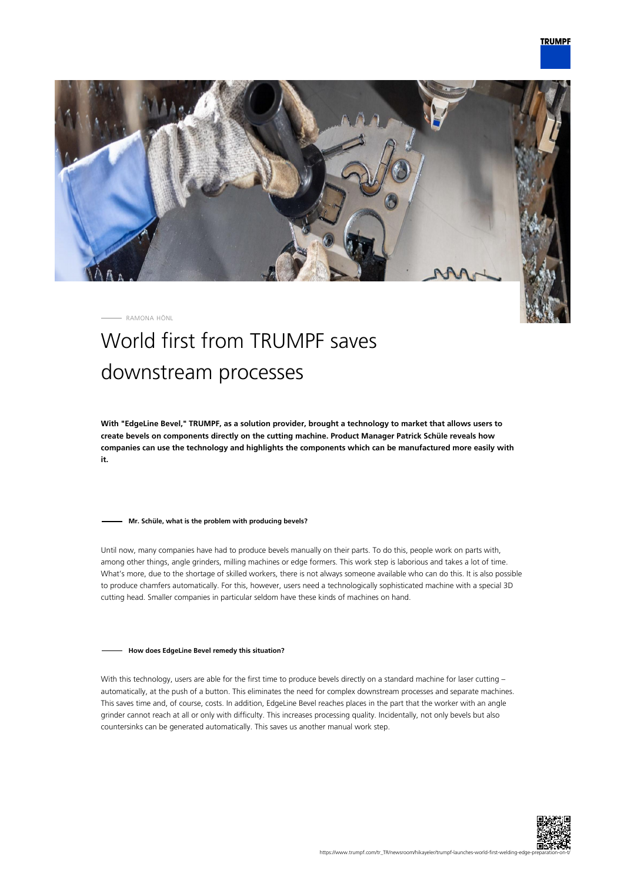RAMONA HÖNL

# World first from TRUMPF saves downstream processes

**With "EdgeLine Bevel," TRUMPF, as a solution provider, brought a technology to market that allows users to create bevels on components directly on the cutting machine. Product Manager Patrick Schüle reveals how companies can use the technology and highlights the components which can be manufactured more easily with it.**

### Mr. Schüle, what is the problem with producing bevels?

Until now, many companies have had to produce bevels manually on their parts. To do this, people work on parts with, among other things, angle grinders, milling machines or edge formers. This work step is laborious and takes a lot of time. What's more, due to the shortage of skilled workers, there is not always someone available who can do this. It is also possible to produce chamfers automatically. For this, however, users need a technologically sophisticated machine with a special 3D cutting head. Smaller companies in particular seldom have these kinds of machines on hand.

### How does EdgeLine Bevel remedy this situation?

With this technology, users are able for the first time to produce bevels directly on a standard machine for laser cutting – automatically, at the push of a button. This eliminates the need for complex downstream processes and separate machines. This saves time and, of course, costs. In addition, EdgeLine Bevel reaches places in the part that the worker with an angle grinder cannot reach at all or only with difficulty. This increases processing quality. Incidentally, not only bevels but also countersinks can be generated automatically. This saves us another manual work step.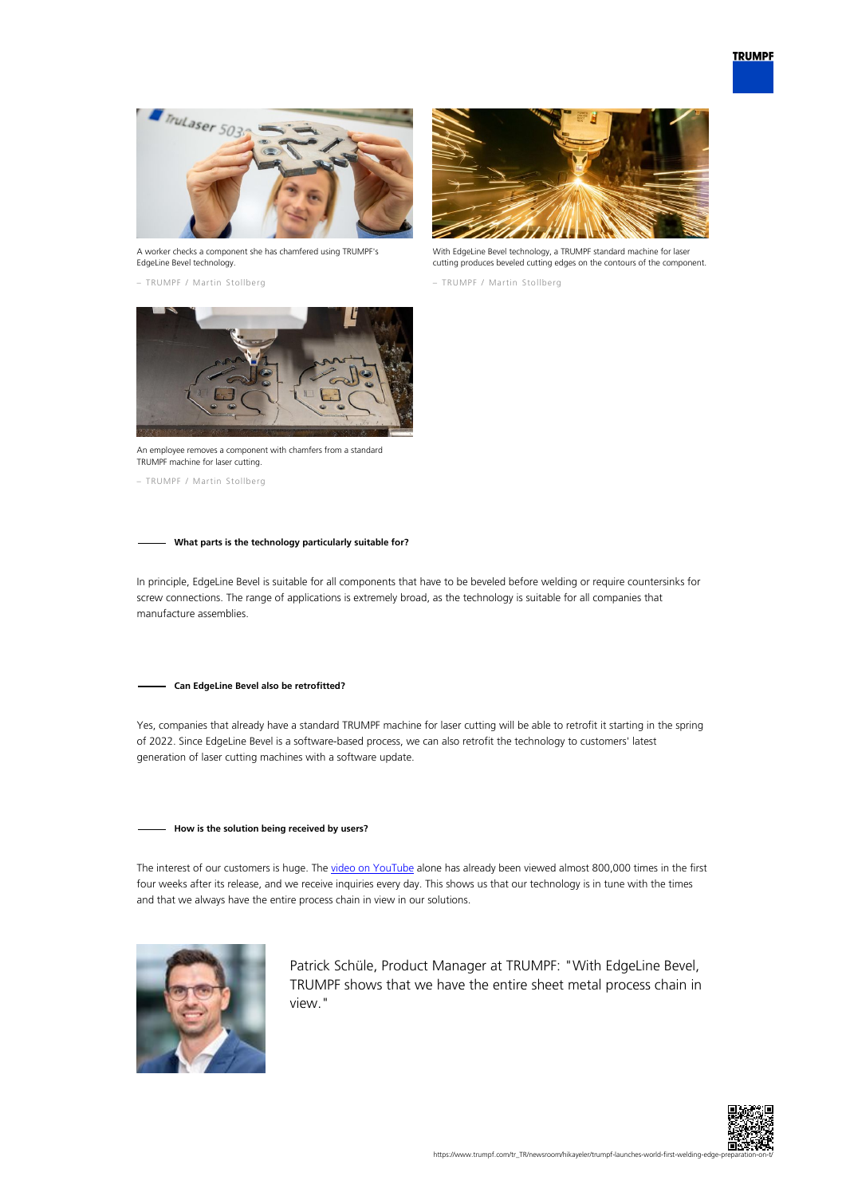A worker checks a component she has chamfered using TRUMPF's EdgeLine Bevel technology.

– TRUMPF / Martin Stollberg

With EdgeLine Bevel technology, a TRUMPF standard machine for laser cutting produces beveled cutting edges on the contours of the component.

– TRUMPF / Martin Stollberg

An employee removes a component with chamfers from a standard TRUMPF machine for laser cutting.

– TRUMPF / Martin Stollberg

### What parts is the technology particularly suitable for?

In principle, EdgeLine Bevel is suitable for all components that have to be beveled before welding or require countersinks for screw connections. The range of applications is extremely broad, as the technology is suitable for all companies that manufacture assemblies.

### Can EdgeLine Bevel also be retrofitted?

Yes, companies that already have a standard TRUMPF machine for laser cutting will be able to retrofit it starting in the spring of 2022. Since EdgeLine Bevel is a software-based process, we can also retrofit the technology to customers' latest generation of laser cutting machines with a software update.

### How is the solution being received by users?

The interest of our customers is huge. The video on YouTube alone has already been viewed almost 800,000 times in the first four weeks after its release, and we receive inquiries every day. This shows us that our technology is in tune with the times and that we always have the entire process chain in view in our solutions.

Patrick Schüle, Product Manager at TRUMPF: "With EdgeLine Bevel, TRUMPF shows that we have the entire sheet metal process chain in view."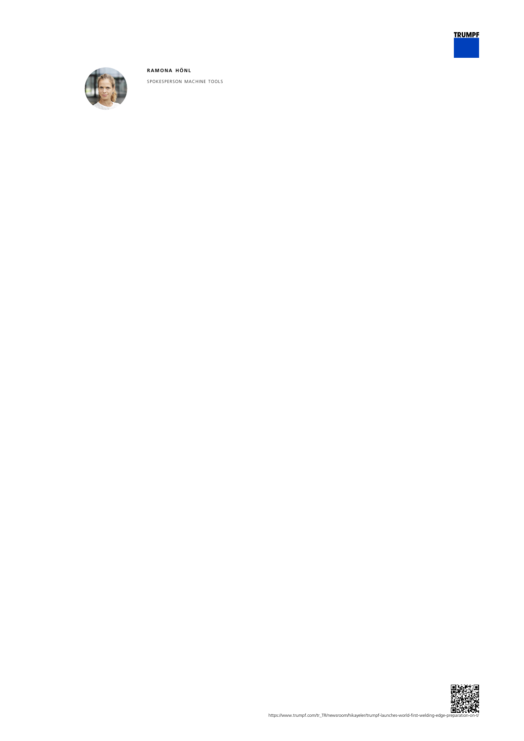**RAMONA HÖNL**

SPOKESPERSON MACHINE TOOLS